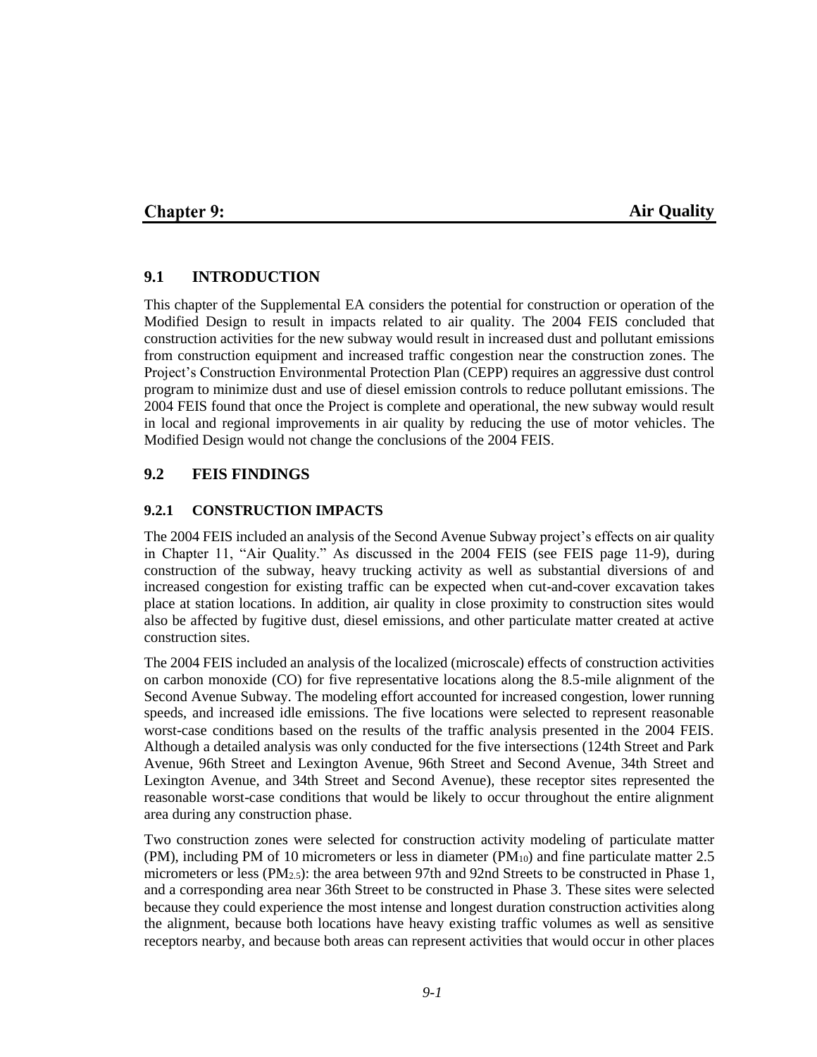# Chapter 9: Air Quality

## 9.1 INTRODUCTION

This chapter of the Supplemental EA considers the potential for construction or operation of the Modified Design to result in impacts related to air quality. The 2004 FEIS concluded that construction activities for the new subway would result in increased dust and pollutant emissions from construction equipment and increased traffic congestion near the construction zones. The Project's Construction Environmental Protection Plan (CEPP) requires an aggressive dust control program to minimize dust and use of diesel emission controls to reduce pollutant emissions. The 2004 FEIS found that once the Project is complete and operational, the new subway would result in local and regional improvements in air quality by reducing the use of motor vehicles. The Modified Design would not change the conclusions of the 2004 FEIS.

## 9.2 FEIS FINDINGS

### 9.2.1 CONSTRUCTION IMPACTS

The 2004 FEIS included an analysis of the Second Avenue Subway project's effects on air quality in Chapter 11, "Air Quality." As discussed in the 2004 FEIS (see FEIS page 11-9), during construction of the subway, heavy trucking activity as well as substantial diversions of and increased congestion for existing traffic can be expected when cut-and-cover excavation takes place at station locations. In addition, air quality in close proximity to construction sites would also be affected by fugitive dust, diesel emissions, and other particulate matter created at active construction sites.

The 2004 FEIS included an analysis of the localized (microscale) effects of construction activities on carbon monoxide (CO) for five representative locations along the 8.5-mile alignment of the Second Avenue Subway. The modeling effort accounted for increased congestion, lower running speeds, and increased idle emissions. The five locations were selected to represent reasonable worst-case conditions based on the results of the traffic analysis presented in the 2004 FEIS. Although a detailed analysis was only conducted for the five intersections (124th Street and Park Avenue, 96th Street and Lexington Avenue, 96th Street and Second Avenue, 34th Street and Lexington Avenue, and 34th Street and Second Avenue), these receptor sites represented the reasonable worst-case conditions that would be likely to occur throughout the entire alignment area during any construction phase.

Two construction zones were selected for construction activity modeling of particulate matter (PM), including PM of 10 micrometers or less in diameter ($PM_{10}$) and fine particulate matter 2.5 micrometers or less ($PM_{2.5}$): the area between 97th and 92nd Streets to be constructed in Phase 1, and a corresponding area near 36th Street to be constructed in Phase 3. These sites were selected because they could experience the most intense and longest duration construction activities along the alignment, because both locations have heavy existing traffic volumes as well as sensitive receptors nearby, and because both areas can represent activities that would occur in other places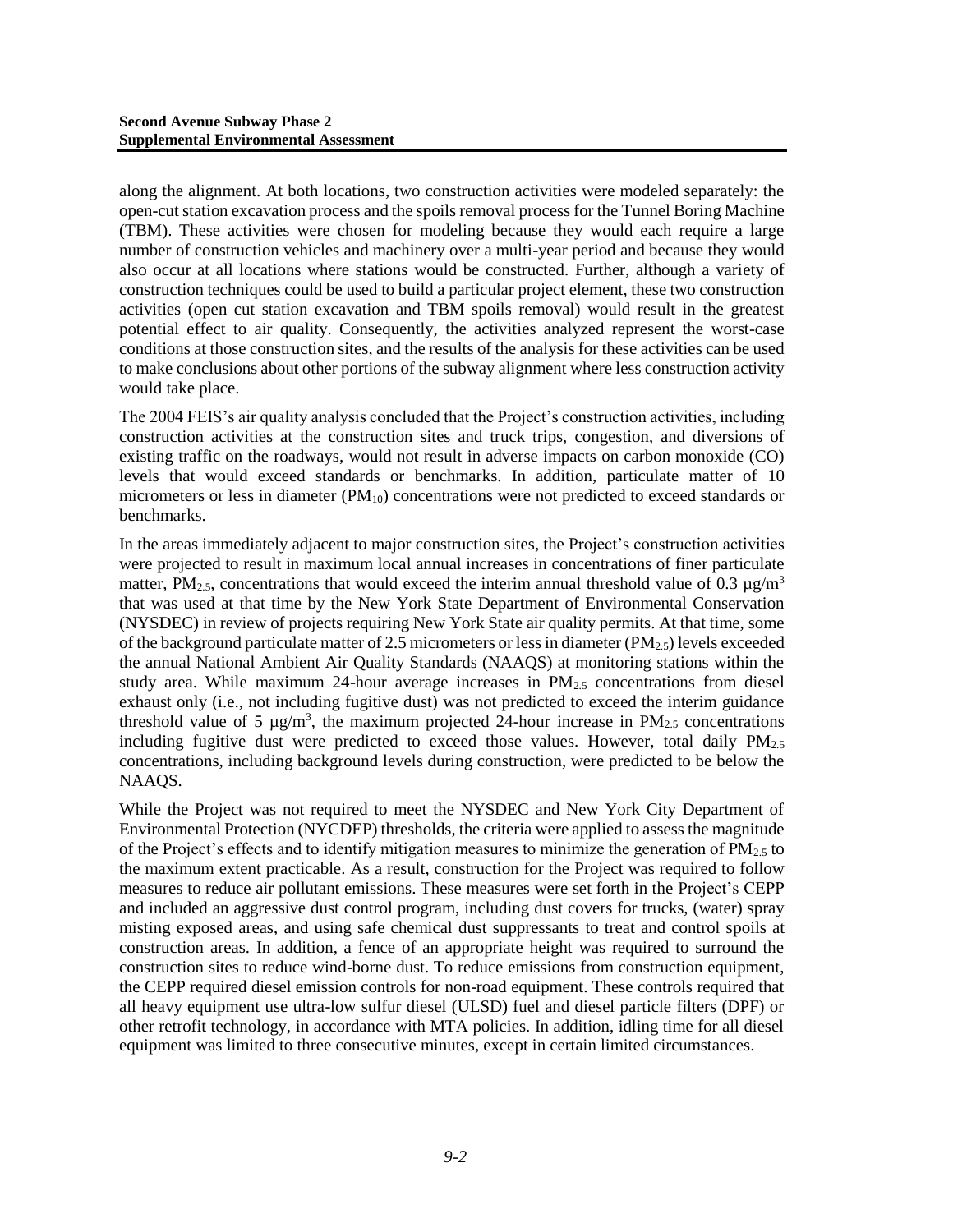along the alignment. At both locations, two construction activities were modeled separately: the open-cut station excavation process and the spoils removal process for the Tunnel Boring Machine (TBM). These activities were chosen for modeling because they would each require a large number of construction vehicles and machinery over a multi-year period and because they would also occur at all locations where stations would be constructed. Further, although a variety of construction techniques could be used to build a particular project element, these two construction activities (open cut station excavation and TBM spoils removal) would result in the greatest potential effect to air quality. Consequently, the activities analyzed represent the worst-case conditions at those construction sites, and the results of the analysis for these activities can be used to make conclusions about other portions of the subway alignment where less construction activity would take place.

The 2004 FEIS's air quality analysis concluded that the Project's construction activities, including construction activities at the construction sites and truck trips, congestion, and diversions of existing traffic on the roadways, would not result in adverse impacts on carbon monoxide (CO) levels that would exceed standards or benchmarks. In addition, particulate matter of 10 micrometers or less in diameter ($PM_{10}$) concentrations were not predicted to exceed standards or benchmarks.

In the areas immediately adjacent to major construction sites, the Project's construction activities were projected to result in maximum local annual increases in concentrations of finer particulate matter, $PM_{2.5}$, concentrations that would exceed the interim annual threshold value of 0.3 $\mu g/m^3$ that was used at that time by the New York State Department of Environmental Conservation (NYSDEC) in review of projects requiring New York State air quality permits. At that time, some of the background particulate matter of 2.5 micrometers or less in diameter ($PM_{2.5}$) levels exceeded the annual National Ambient Air Quality Standards (NAAQS) at monitoring stations within the study area. While maximum 24-hour average increases in $PM_{2.5}$ concentrations from diesel exhaust only (i.e., not including fugitive dust) was not predicted to exceed the interim guidance threshold value of 5 $\mu g/m^3$, the maximum projected 24-hour increase in $PM_{2.5}$ concentrations including fugitive dust were predicted to exceed those values. However, total daily $PM_{2.5}$ concentrations, including background levels during construction, were predicted to be below the NAAQS.

While the Project was not required to meet the NYSDEC and New York City Department of Environmental Protection (NYCDEP) thresholds, the criteria were applied to assess the magnitude of the Project's effects and to identify mitigation measures to minimize the generation of $PM_{2.5}$ to the maximum extent practicable. As a result, construction for the Project was required to follow measures to reduce air pollutant emissions. These measures were set forth in the Project's CEPP and included an aggressive dust control program, including dust covers for trucks, (water) spray misting exposed areas, and using safe chemical dust suppressants to treat and control spoils at construction areas. In addition, a fence of an appropriate height was required to surround the construction sites to reduce wind-borne dust. To reduce emissions from construction equipment, the CEPP required diesel emission controls for non-road equipment. These controls required that all heavy equipment use ultra-low sulfur diesel (ULSD) fuel and diesel particle filters (DPF) or other retrofit technology, in accordance with MTA policies. In addition, idling time for all diesel equipment was limited to three consecutive minutes, except in certain limited circumstances.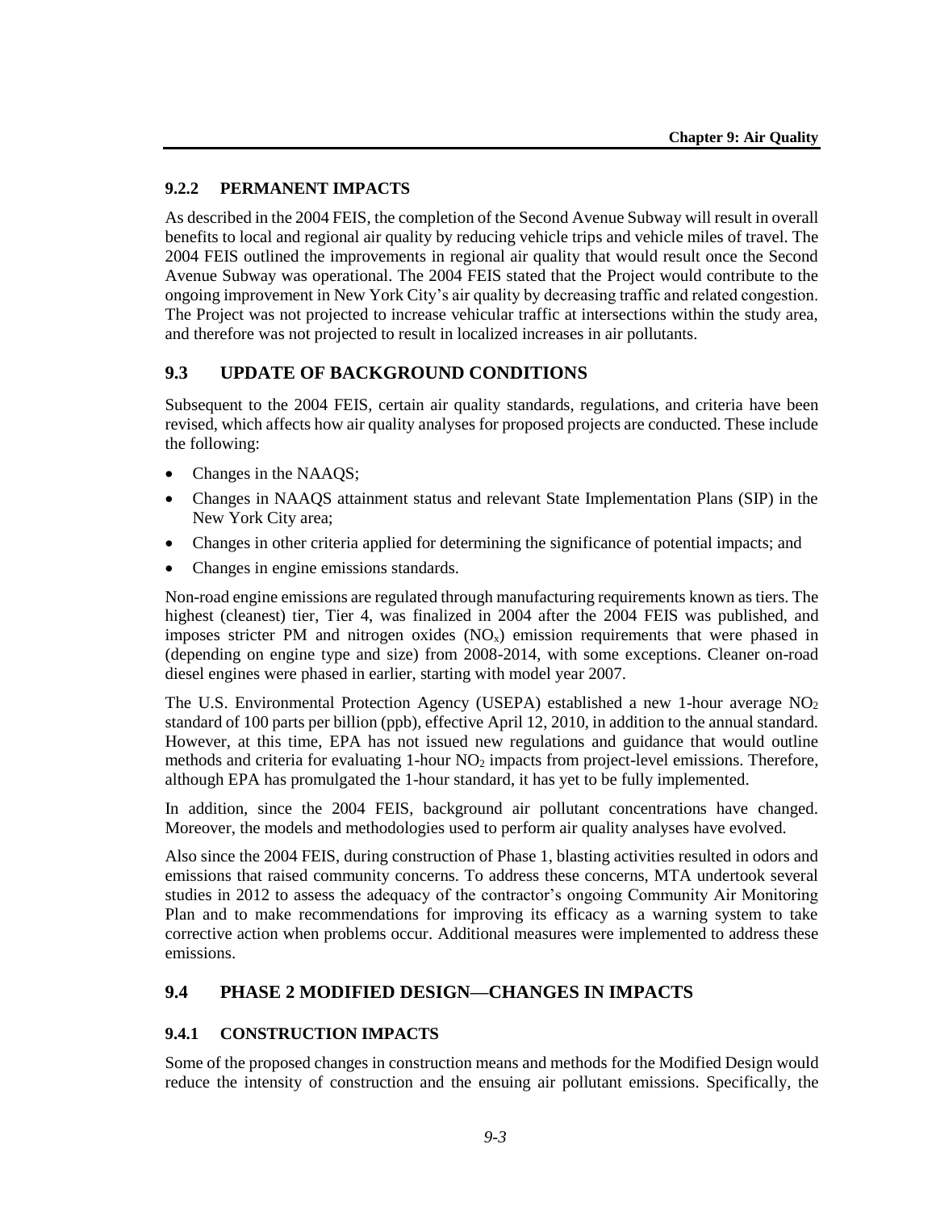### 9.2.2 PERMANENT IMPACTS

As described in the 2004 FEIS, the completion of the Second Avenue Subway will result in overall benefits to local and regional air quality by reducing vehicle trips and vehicle miles of travel. The 2004 FEIS outlined the improvements in regional air quality that would result once the Second Avenue Subway was operational. The 2004 FEIS stated that the Project would contribute to the ongoing improvement in New York City's air quality by decreasing traffic and related congestion. The Project was not projected to increase vehicular traffic at intersections within the study area, and therefore was not projected to result in localized increases in air pollutants.

## 9.3 UPDATE OF BACKGROUND CONDITIONS

Subsequent to the 2004 FEIS, certain air quality standards, regulations, and criteria have been revised, which affects how air quality analyses for proposed projects are conducted. These include the following:

- Changes in the NAAQS;
- Changes in NAAQS attainment status and relevant State Implementation Plans (SIP) in the New York City area;
- Changes in other criteria applied for determining the significance of potential impacts; and
- Changes in engine emissions standards.

Non-road engine emissions are regulated through manufacturing requirements known as tiers. The highest (cleanest) tier, Tier 4, was finalized in 2004 after the 2004 FEIS was published, and imposes stricter PM and nitrogen oxides ($NO_x$) emission requirements that were phased in (depending on engine type and size) from 2008-2014, with some exceptions. Cleaner on-road diesel engines were phased in earlier, starting with model year 2007.

The U.S. Environmental Protection Agency (USEPA) established a new 1-hour average $NO_2$ standard of 100 parts per billion (ppb), effective April 12, 2010, in addition to the annual standard. However, at this time, EPA has not issued new regulations and guidance that would outline methods and criteria for evaluating 1-hour $NO_2$ impacts from project-level emissions. Therefore, although EPA has promulgated the 1-hour standard, it has yet to be fully implemented.

In addition, since the 2004 FEIS, background air pollutant concentrations have changed. Moreover, the models and methodologies used to perform air quality analyses have evolved.

Also since the 2004 FEIS, during construction of Phase 1, blasting activities resulted in odors and emissions that raised community concerns. To address these concerns, MTA undertook several studies in 2012 to assess the adequacy of the contractor's ongoing Community Air Monitoring Plan and to make recommendations for improving its efficacy as a warning system to take corrective action when problems occur. Additional measures were implemented to address these emissions.

## 9.4 PHASE 2 MODIFIED DESIGN—CHANGES IN IMPACTS

### 9.4.1 CONSTRUCTION IMPACTS

Some of the proposed changes in construction means and methods for the Modified Design would reduce the intensity of construction and the ensuing air pollutant emissions. Specifically, the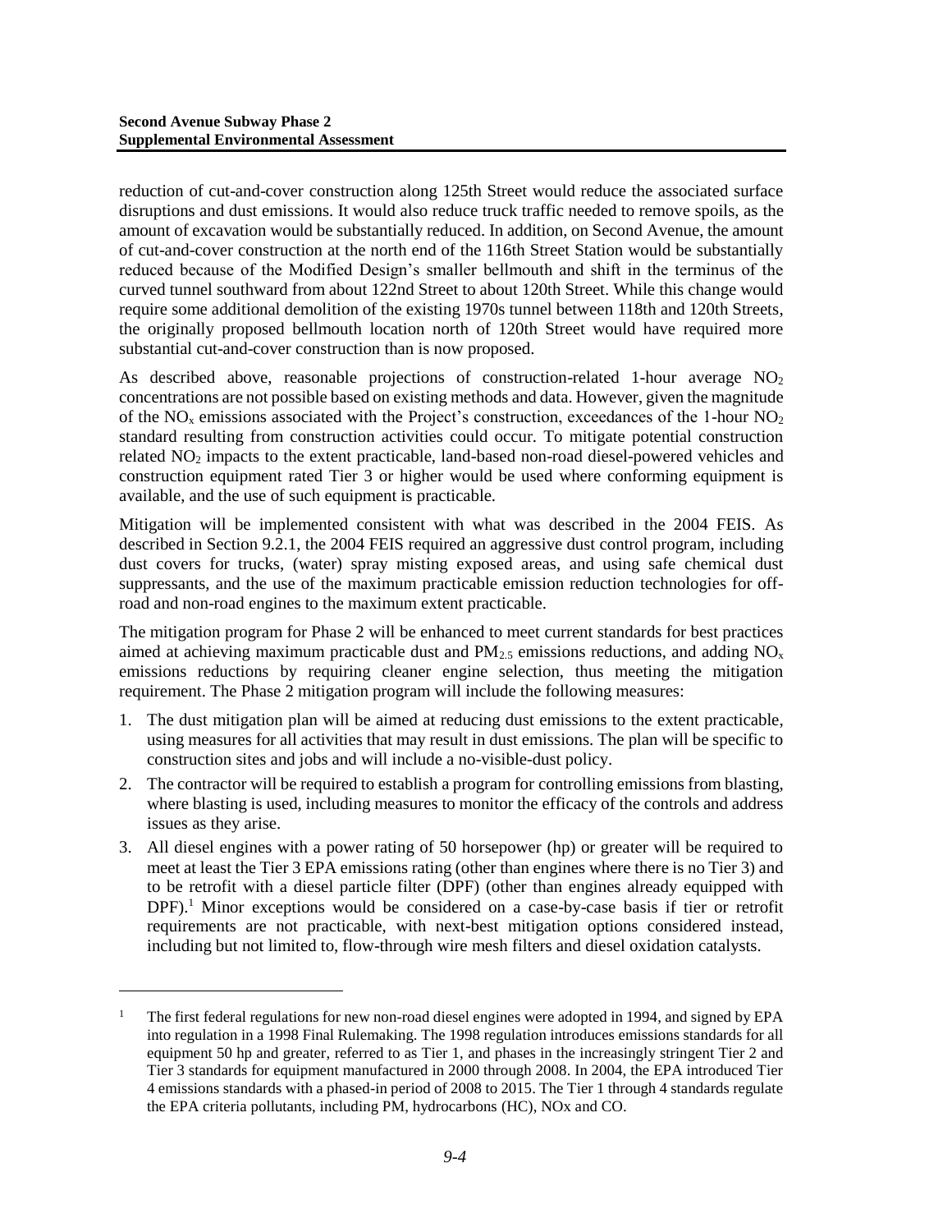reduction of cut-and-cover construction along 125th Street would reduce the associated surface disruptions and dust emissions. It would also reduce truck traffic needed to remove spoils, as the amount of excavation would be substantially reduced. In addition, on Second Avenue, the amount of cut-and-cover construction at the north end of the 116th Street Station would be substantially reduced because of the Modified Design's smaller bellmouth and shift in the terminus of the curved tunnel southward from about 122nd Street to about 120th Street. While this change would require some additional demolition of the existing 1970s tunnel between 118th and 120th Streets, the originally proposed bellmouth location north of 120th Street would have required more substantial cut-and-cover construction than is now proposed.

As described above, reasonable projections of construction-related 1-hour average $NO_2$ concentrations are not possible based on existing methods and data. However, given the magnitude of the $NO_x$ emissions associated with the Project's construction, exceedances of the 1-hour $NO_2$ standard resulting from construction activities could occur. To mitigate potential construction related $NO_2$ impacts to the extent practicable, land-based non-road diesel-powered vehicles and construction equipment rated Tier 3 or higher would be used where conforming equipment is available, and the use of such equipment is practicable.

Mitigation will be implemented consistent with what was described in the 2004 FEIS. As described in Section 9.2.1, the 2004 FEIS required an aggressive dust control program, including dust covers for trucks, (water) spray misting exposed areas, and using safe chemical dust suppressants, and the use of the maximum practicable emission reduction technologies for off-road and non-road engines to the maximum extent practicable.

The mitigation program for Phase 2 will be enhanced to meet current standards for best practices aimed at achieving maximum practicable dust and $PM_{2.5}$ emissions reductions, and adding $NO_x$ emissions reductions by requiring cleaner engine selection, thus meeting the mitigation requirement. The Phase 2 mitigation program will include the following measures:

1. The dust mitigation plan will be aimed at reducing dust emissions to the extent practicable, using measures for all activities that may result in dust emissions. The plan will be specific to construction sites and jobs and will include a no-visible-dust policy.
2. The contractor will be required to establish a program for controlling emissions from blasting, where blasting is used, including measures to monitor the efficacy of the controls and address issues as they arise.
3. All diesel engines with a power rating of 50 horsepower (hp) or greater will be required to meet at least the Tier 3 EPA emissions rating (other than engines where there is no Tier 3) and to be retrofit with a diesel particle filter (DPF) (other than engines already equipped with DPF).[1] Minor exceptions would be considered on a case-by-case basis if tier or retrofit requirements are not practicable, with next-best mitigation options considered instead, including but not limited to, flow-through wire mesh filters and diesel oxidation catalysts.

---

[1] The first federal regulations for new non-road diesel engines were adopted in 1994, and signed by EPA into regulation in a 1998 Final Rulemaking. The 1998 regulation introduces emissions standards for all equipment 50 hp and greater, referred to as Tier 1, and phases in the increasingly stringent Tier 2 and Tier 3 standards for equipment manufactured in 2000 through 2008. In 2004, the EPA introduced Tier 4 emissions standards with a phased-in period of 2008 to 2015. The Tier 1 through 4 standards regulate the EPA criteria pollutants, including PM, hydrocarbons (HC), NOx and CO.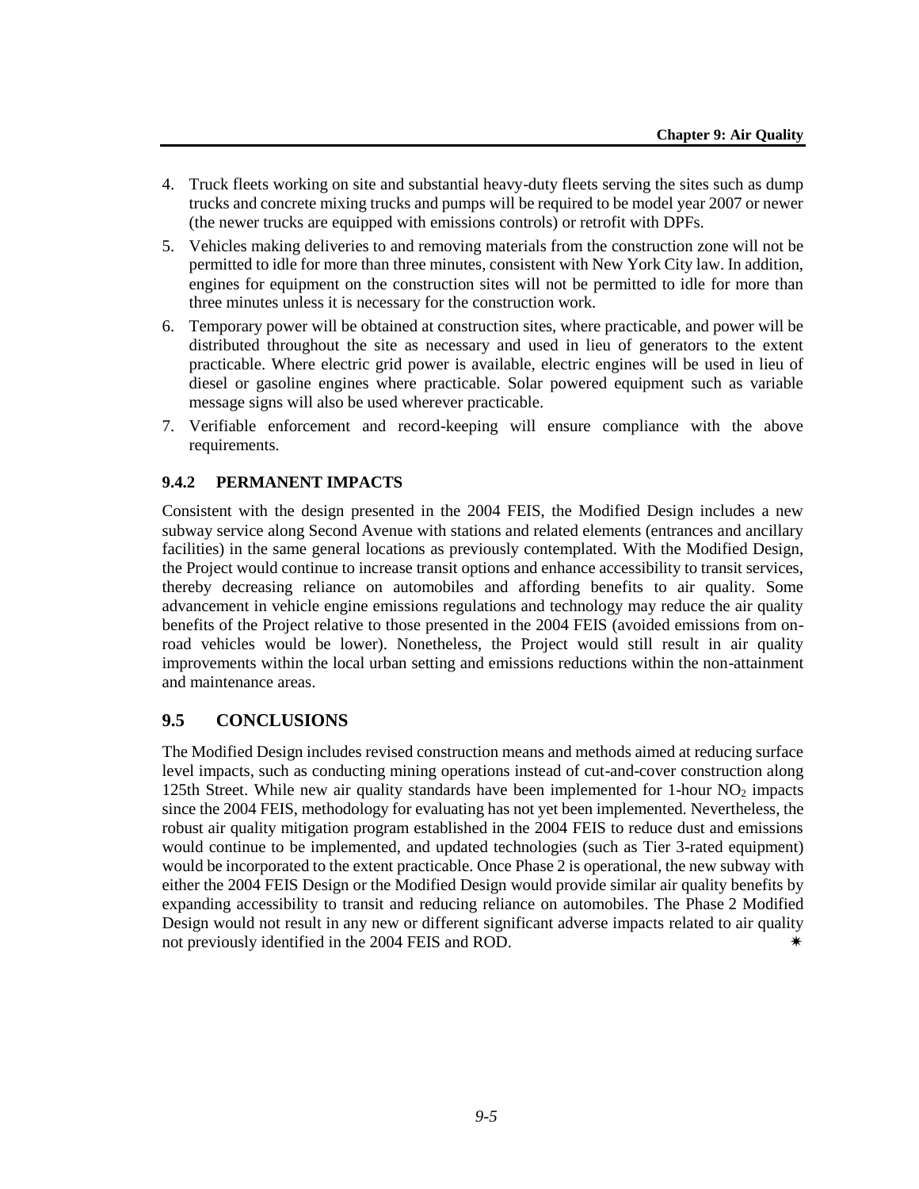4. Truck fleets working on site and substantial heavy-duty fleets serving the sites such as dump trucks and concrete mixing trucks and pumps will be required to be model year 2007 or newer (the newer trucks are equipped with emissions controls) or retrofit with DPFs.
5. Vehicles making deliveries to and removing materials from the construction zone will not be permitted to idle for more than three minutes, consistent with New York City law. In addition, engines for equipment on the construction sites will not be permitted to idle for more than three minutes unless it is necessary for the construction work.
6. Temporary power will be obtained at construction sites, where practicable, and power will be distributed throughout the site as necessary and used in lieu of generators to the extent practicable. Where electric grid power is available, electric engines will be used in lieu of diesel or gasoline engines where practicable. Solar powered equipment such as variable message signs will also be used wherever practicable.
7. Verifiable enforcement and record-keeping will ensure compliance with the above requirements.

### 9.4.2 PERMANENT IMPACTS

Consistent with the design presented in the 2004 FEIS, the Modified Design includes a new subway service along Second Avenue with stations and related elements (entrances and ancillary facilities) in the same general locations as previously contemplated. With the Modified Design, the Project would continue to increase transit options and enhance accessibility to transit services, thereby decreasing reliance on automobiles and affording benefits to air quality. Some advancement in vehicle engine emissions regulations and technology may reduce the air quality benefits of the Project relative to those presented in the 2004 FEIS (avoided emissions from on-road vehicles would be lower). Nonetheless, the Project would still result in air quality improvements within the local urban setting and emissions reductions within the non-attainment and maintenance areas.

## 9.5 CONCLUSIONS

The Modified Design includes revised construction means and methods aimed at reducing surface level impacts, such as conducting mining operations instead of cut-and-cover construction along 125th Street. While new air quality standards have been implemented for 1-hour $NO_2$ impacts since the 2004 FEIS, methodology for evaluating has not yet been implemented. Nevertheless, the robust air quality mitigation program established in the 2004 FEIS to reduce dust and emissions would continue to be implemented, and updated technologies (such as Tier 3-rated equipment) would be incorporated to the extent practicable. Once Phase 2 is operational, the new subway with either the 2004 FEIS Design or the Modified Design would provide similar air quality benefits by expanding accessibility to transit and reducing reliance on automobiles. The Phase 2 Modified Design would not result in any new or different significant adverse impacts related to air quality not previously identified in the 2004 FEIS and ROD. ✷